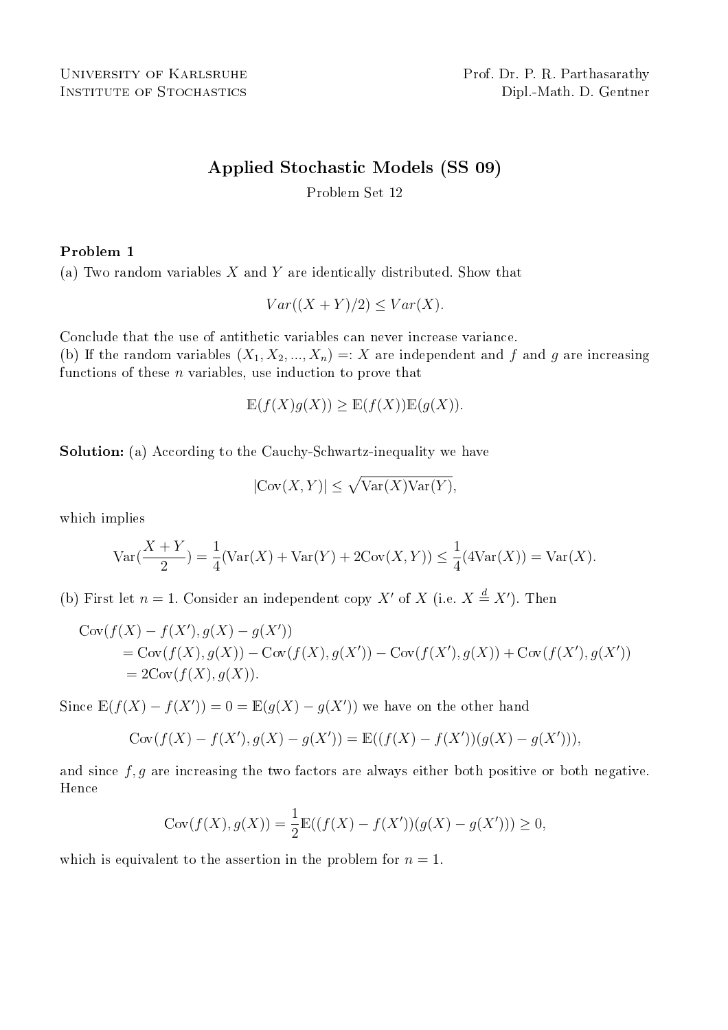University of Karlsruhe
Institute of Stochastics

Prof. Dr. P. R. Parthasarathy
Dipl.-Math. D. Gentner

# Applied Stochastic Models (SS 09)

Problem Set 12

### Problem 1

(a) Two random variables $X$ and $Y$ are identically distributed. Show that

$$Var((X+Y)/2) \le Var(X).$$

Conclude that the use of antithetic variables can never increase variance.

(b) If the random variables $(X_1, X_2, ..., X_n) =: X$ are independent and $f$ and $g$ are increasing functions of these $n$ variables, use induction to prove that

$$\mathbb{E}(f(X)g(X)) \ge \mathbb{E}(f(X))\mathbb{E}(g(X)).$$

**Solution:** (a) According to the Cauchy-Schwartz-inequality we have

$$|\text{Cov}(X,Y)| \le \sqrt{\text{Var}(X)\text{Var}(Y)},$$

which implies

$$\text{Var}(\frac{X+Y}{2}) = \frac{1}{4}(\text{Var}(X) + \text{Var}(Y) + 2\text{Cov}(X,Y)) \le \frac{1}{4}(4\text{Var}(X)) = \text{Var}(X).$$

(b) First let $n = 1$. Consider an independent copy $X'$ of $X$ (i.e. $X \stackrel{d}{=} X'$). Then

$$\begin{aligned}
&\text{Cov}(f(X) - f(X'), g(X) - g(X')) \\
&\quad = \text{Cov}(f(X), g(X)) - \text{Cov}(f(X), g(X')) - \text{Cov}(f(X'), g(X)) + \text{Cov}(f(X'), g(X')) \\
&\quad = 2\text{Cov}(f(X), g(X)).
\end{aligned}$$

Since $\mathbb{E}(f(X) - f(X')) = 0 = \mathbb{E}(g(X) - g(X'))$ we have on the other hand

$$\text{Cov}(f(X) - f(X'), g(X) - g(X')) = \mathbb{E}((f(X) - f(X'))(g(X) - g(X'))),$$

and since $f, g$ are increasing the two factors are always either both positive or both negative. Hence

$$\text{Cov}(f(X), g(X)) = \frac{1}{2}\mathbb{E}((f(X) - f(X'))(g(X) - g(X'))) \ge 0,$$

which is equivalent to the assertion in the problem for $n = 1$.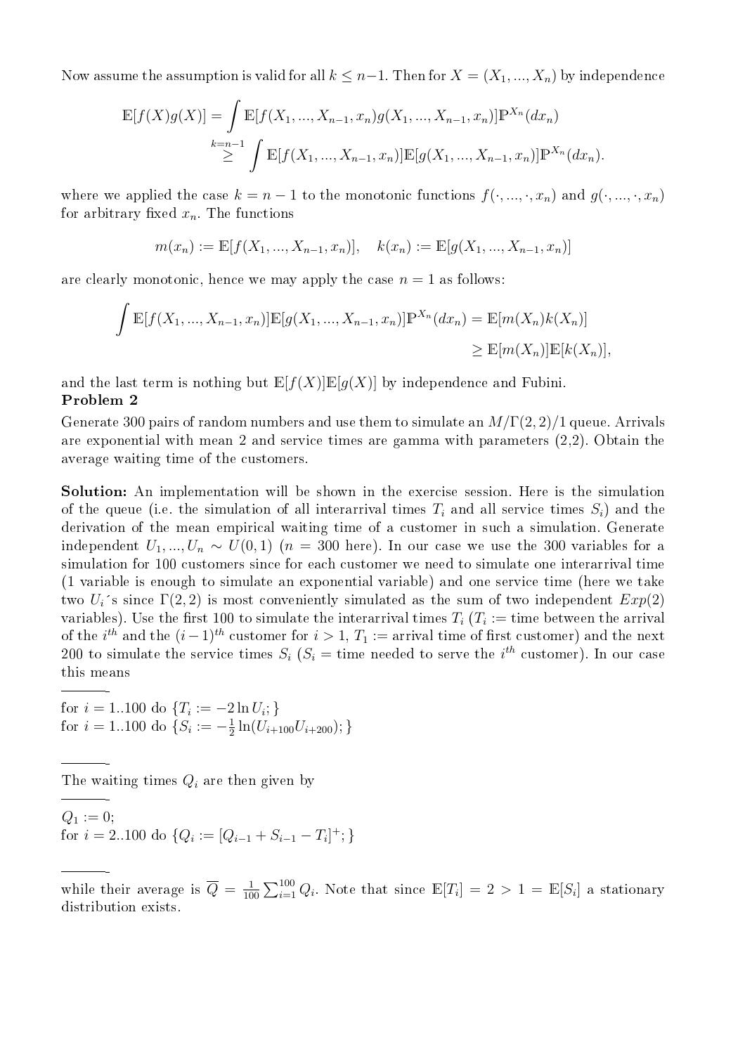Now assume the assumption is valid for all $k \leq n-1$. Then for $X = (X_1, ..., X_n)$ by independence

$$\mathbb{E}[f(X)g(X)] = \int \mathbb{E}[f(X_1, ..., X_{n-1}, x_n)g(X_1, ..., X_{n-1}, x_n)]\mathbb{P}^{X_n}(dx_n)$$
$$\overset{k=n-1}{\geq} \int \mathbb{E}[f(X_1, ..., X_{n-1}, x_n)]\mathbb{E}[g(X_1, ..., X_{n-1}, x_n)]\mathbb{P}^{X_n}(dx_n).$$

where we applied the case $k = n-1$ to the monotonic functions $f(\cdot, ..., \cdot, x_n)$ and $g(\cdot, ..., \cdot, x_n)$ for arbitrary fixed $x_n$. The functions

$$m(x_n) := \mathbb{E}[f(X_1, ..., X_{n-1}, x_n)], \quad k(x_n) := \mathbb{E}[g(X_1, ..., X_{n-1}, x_n)]$$

are clearly monotonic, hence we may apply the case $n = 1$ as follows:

$$\int \mathbb{E}[f(X_1, ..., X_{n-1}, x_n)]\mathbb{E}[g(X_1, ..., X_{n-1}, x_n)]\mathbb{P}^{X_n}(dx_n) = \mathbb{E}[m(X_n)k(X_n)]$$
$$\geq \mathbb{E}[m(X_n)]\mathbb{E}[k(X_n)],$$

and the last term is nothing but $\mathbb{E}[f(X)]\mathbb{E}[g(X)]$ by independence and Fubini.

**Problem 2**

Generate 300 pairs of random numbers and use them to simulate an $M/\Gamma(2,2)/1$ queue. Arrivals are exponential with mean 2 and service times are gamma with parameters (2,2). Obtain the average waiting time of the customers.

**Solution:** An implementation will be shown in the exercise session. Here is the simulation of the queue (i.e. the simulation of all interarrival times $T_i$ and all service times $S_i$) and the derivation of the mean empirical waiting time of a customer in such a simulation. Generate independent $U_1, ..., U_n \sim U(0,1)$ ($n = 300$ here). In our case we use the 300 variables for a simulation for 100 customers since for each customer we need to simulate one interarrival time (1 variable is enough to simulate an exponential variable) and one service time (here we take two $U_i$´s since $\Gamma(2,2)$ is most conveniently simulated as the sum of two independent $Exp(2)$ variables). Use the first 100 to simulate the interarrival times $T_i$ ($T_i :=$ time between the arrival of the $i^{th}$ and the $(i-1)^{th}$ customer for $i > 1$, $T_1 :=$ arrival time of first customer) and the next 200 to simulate the service times $S_i$ ($S_i =$ time needed to serve the $i^{th}$ customer). In our case this means

---

for $i = 1..100$ do $\{T_i := -2\ln U_i;\}$
for $i = 1..100$ do $\{S_i := -\frac{1}{2}\ln(U_{i+100}U_{i+200});\}$

---

The waiting times $Q_i$ are then given by

---

$Q_1 := 0;$
for $i = 2..100$ do $\{Q_i := [Q_{i-1} + S_{i-1} - T_i]^+;\}$

---

while their average is $\overline{Q} = \frac{1}{100}\sum_{i=1}^{100} Q_i$. Note that since $\mathbb{E}[T_i] = 2 > 1 = \mathbb{E}[S_i]$ a stationary distribution exists.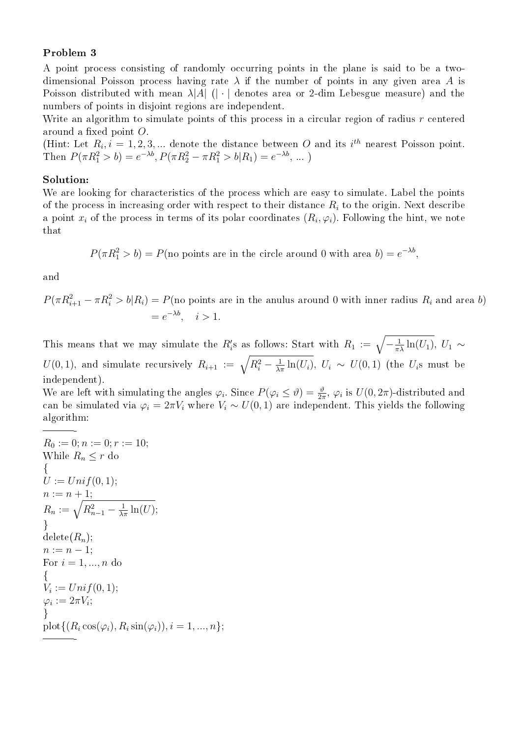**Problem 3**

A point process consisting of randomly occurring points in the plane is said to be a two-dimensional Poisson process having rate $\lambda$ if the number of points in any given area $A$ is Poisson distributed with mean $\lambda|A|$ ($|\cdot|$ denotes area or 2-dim Lebesgue measure) and the numbers of points in disjoint regions are independent.

Write an algorithm to simulate points of this process in a circular region of radius $r$ centered around a fixed point $O$.

(Hint: Let $R_i, i = 1, 2, 3, ...$ denote the distance between $O$ and its $i^{th}$ nearest Poisson point. Then $P(\pi R_1^2 > b) = e^{-\lambda b}$, $P(\pi R_2^2 - \pi R_1^2 > b | R_1) = e^{-\lambda b}$, ... )

**Solution:**

We are looking for characteristics of the process which are easy to simulate. Label the points of the process in increasing order with respect to their distance $R_i$ to the origin. Next describe a point $x_i$ of the process in terms of its polar coordinates $(R_i, \varphi_i)$. Following the hint, we note that

$$P(\pi R_1^2 > b) = P(\text{no points are in the circle around 0 with area } b) = e^{-\lambda b},$$

and

$$\begin{aligned} P(\pi R_{i+1}^2 - \pi R_i^2 > b | R_i) &= P(\text{no points are in the anulus around 0 with inner radius } R_i \text{ and area } b) \\ &= e^{-\lambda b}, \quad i > 1. \end{aligned}$$

This means that we may simulate the $R_i'$s as follows: Start with $R_1 := \sqrt{-\frac{1}{\pi\lambda}\ln(U_1)}$, $U_1 \sim U(0,1)$, and simulate recursively $R_{i+1} := \sqrt{R_i^2 - \frac{1}{\lambda\pi}\ln(U_i)}$, $U_i \sim U(0,1)$ (the $U_i$s must be independent).

We are left with simulating the angles $\varphi_i$. Since $P(\varphi_i \le \vartheta) = \frac{\vartheta}{2\pi}$, $\varphi_i$ is $U(0, 2\pi)$-distributed and can be simulated via $\varphi_i = 2\pi V_i$ where $V_i \sim U(0,1)$ are independent. This yields the following algorithm:

---

$R_0 := 0; n := 0; r := 10;$
While $R_n \le r$ do
{
$U := Unif(0,1);$
$n := n + 1;$
$R_n := \sqrt{R_{n-1}^2 - \frac{1}{\lambda\pi}\ln(U)};$
}
delete$(R_n)$;
$n := n - 1;$
For $i = 1, ..., n$ do
{
$V_i := Unif(0,1);$
$\varphi_i := 2\pi V_i;$
}
plot$\{(R_i \cos(\varphi_i), R_i \sin(\varphi_i)), i = 1, ..., n\}$;

---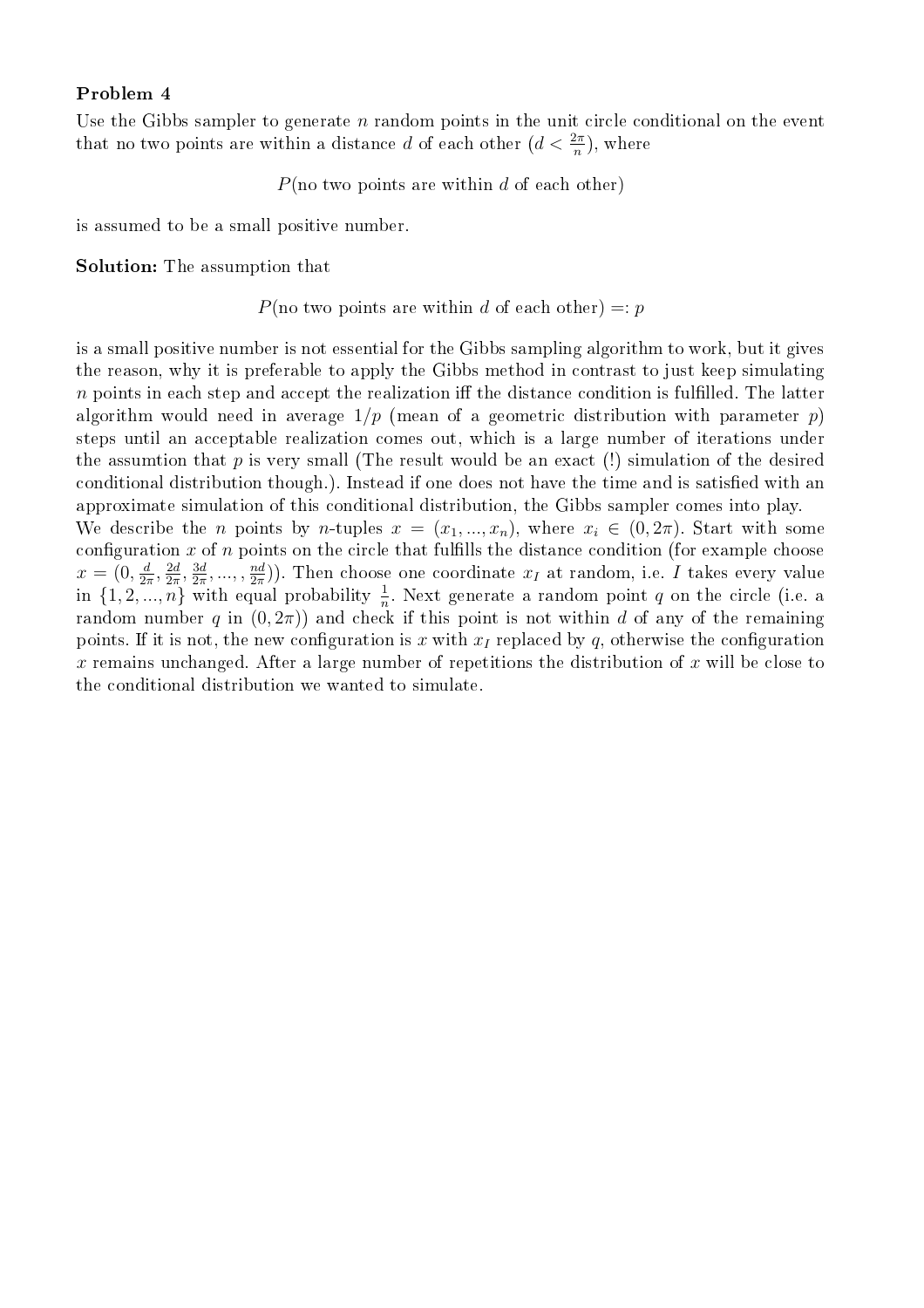**Problem 4**

Use the Gibbs sampler to generate $n$ random points in the unit circle conditional on the event that no two points are within a distance $d$ of each other ($d < \frac{2\pi}{n}$), where

$$P(\text{no two points are within } d \text{ of each other})$$

is assumed to be a small positive number.

**Solution:** The assumption that

$$P(\text{no two points are within } d \text{ of each other}) =: p$$

is a small positive number is not essential for the Gibbs sampling algorithm to work, but it gives the reason, why it is preferable to apply the Gibbs method in contrast to just keep simulating $n$ points in each step and accept the realization iff the distance condition is fulfilled. The latter algorithm would need in average $1/p$ (mean of a geometric distribution with parameter $p$) steps until an acceptable realization comes out, which is a large number of iterations under the assumtion that $p$ is very small (The result would be an exact (!) simulation of the desired conditional distribution though.). Instead if one does not have the time and is satisfied with an approximate simulation of this conditional distribution, the Gibbs sampler comes into play.

We describe the $n$ points by $n$-tuples $x = (x_1, ..., x_n)$, where $x_i \in (0, 2\pi)$. Start with some configuration $x$ of $n$ points on the circle that fulfills the distance condition (for example choose $x = (0, \frac{d}{2\pi}, \frac{2d}{2\pi}, \frac{3d}{2\pi}, ...., \frac{nd}{2\pi})$). Then choose one coordinate $x_I$ at random, i.e. $I$ takes every value in $\{1, 2, ..., n\}$ with equal probability $\frac{1}{n}$. Next generate a random point $q$ on the circle (i.e. a random number $q$ in $(0, 2\pi)$) and check if this point is not within $d$ of any of the remaining points. If it is not, the new configuration is $x$ with $x_I$ replaced by $q$, otherwise the configuration $x$ remains unchanged. After a large number of repetitions the distribution of $x$ will be close to the conditional distribution we wanted to simulate.